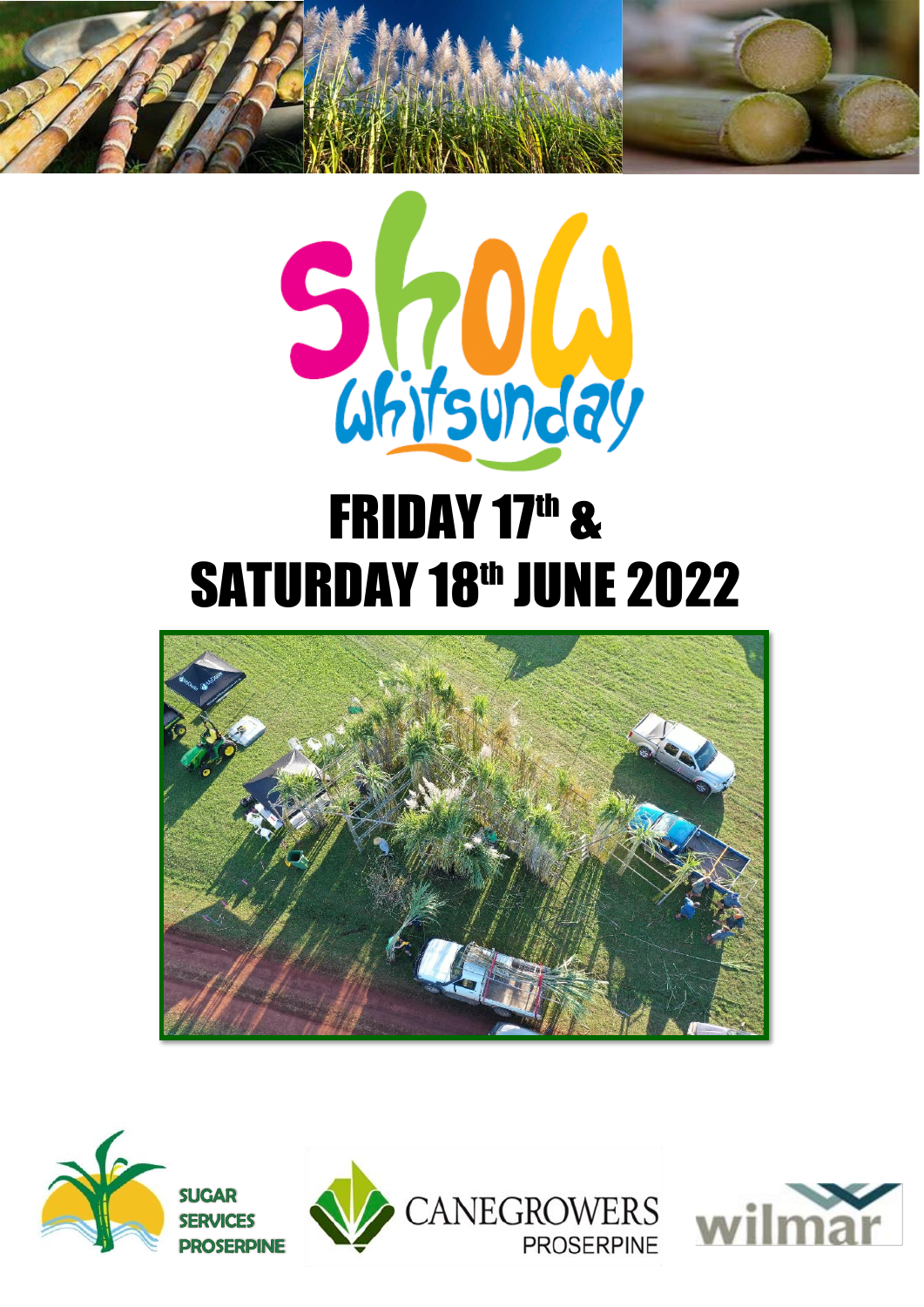# Show Whitsunday

# FRIDAY 17th & SATURDAY 18th JUNE 2022

SUGAR SERVICES PROSERPINE

CANEGROWERS PROSERPINE

wilmar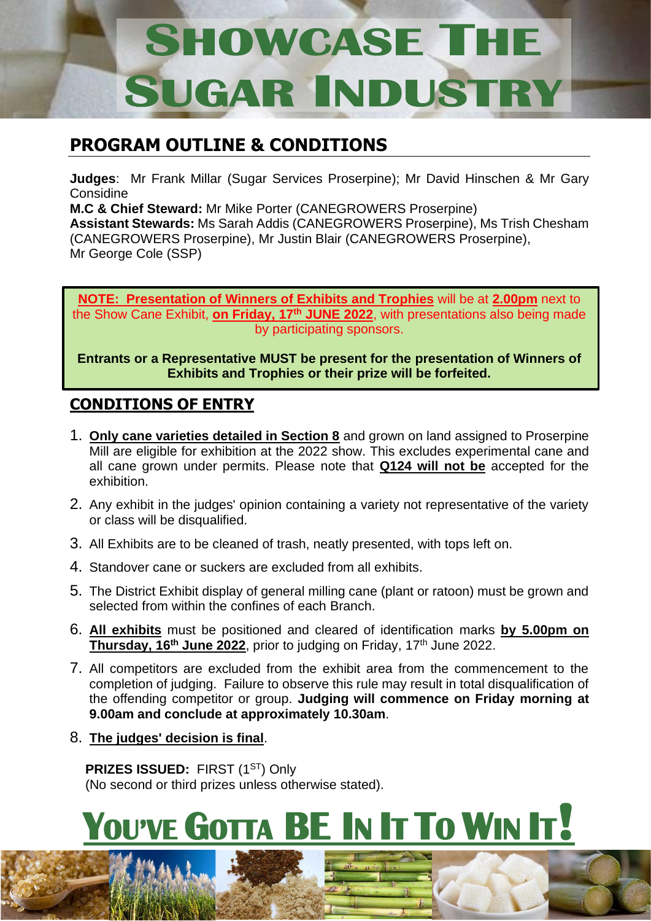# SHOWCASE THE SUGAR INDUSTRY

## PROGRAM OUTLINE & CONDITIONS

**Judges**: Mr Frank Millar (Sugar Services Proserpine); Mr David Hinschen & Mr Gary Considine
**M.C & Chief Steward:** Mr Mike Porter (CANEGROWERS Proserpine)
**Assistant Stewards:** Ms Sarah Addis (CANEGROWERS Proserpine), Ms Trish Chesham (CANEGROWERS Proserpine), Mr Justin Blair (CANEGROWERS Proserpine), Mr George Cole (SSP)

**NOTE: Presentation of Winners of Exhibits and Trophies** will be at **2.00pm** next to the Show Cane Exhibit, **on Friday, 17th JUNE 2022**, with presentations also being made by participating sponsors.

**Entrants or a Representative MUST be present for the presentation of Winners of Exhibits and Trophies or their prize will be forfeited.**

## CONDITIONS OF ENTRY

1. **Only cane varieties detailed in Section 8** and grown on land assigned to Proserpine Mill are eligible for exhibition at the 2022 show. This excludes experimental cane and all cane grown under permits. Please note that **Q124 will not be** accepted for the exhibition.
2. Any exhibit in the judges' opinion containing a variety not representative of the variety or class will be disqualified.
3. All Exhibits are to be cleaned of trash, neatly presented, with tops left on.
4. Standover cane or suckers are excluded from all exhibits.
5. The District Exhibit display of general milling cane (plant or ratoon) must be grown and selected from within the confines of each Branch.
6. **All exhibits** must be positioned and cleared of identification marks **by 5.00pm on Thursday, 16th June 2022**, prior to judging on Friday, 17th June 2022.
7. All competitors are excluded from the exhibit area from the commencement to the completion of judging. Failure to observe this rule may result in total disqualification of the offending competitor or group. **Judging will commence on Friday morning at 9.00am and conclude at approximately 10.30am**.
8. **The judges' decision is final**.

**PRIZES ISSUED:** FIRST (1ST) Only
(No second or third prizes unless otherwise stated).

# YOU'VE GOTTA BE IN IT TO WIN IT!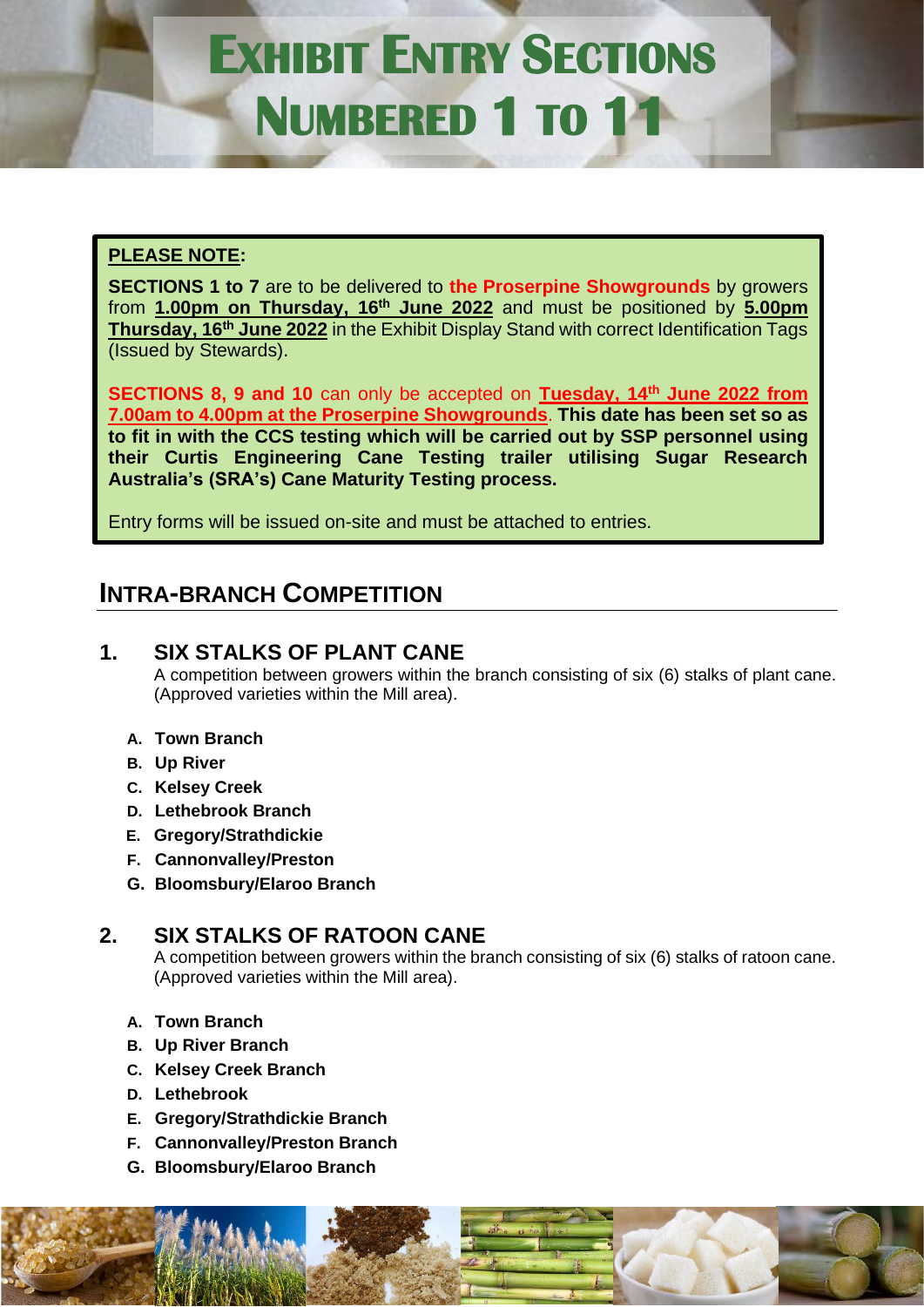# Exhibit Entry Sections Numbered 1 to 11

**PLEASE NOTE:**

**SECTIONS 1 to 7** are to be delivered to **the Proserpine Showgrounds** by growers from **1.00pm on Thursday, 16th June 2022** and must be positioned by **5.00pm Thursday, 16th June 2022** in the Exhibit Display Stand with correct Identification Tags (Issued by Stewards).

**SECTIONS 8, 9 and 10** can only be accepted on **Tuesday, 14th June 2022 from 7.00am to 4.00pm at the Proserpine Showgrounds**. **This date has been set so as to fit in with the CCS testing which will be carried out by SSP personnel using their Curtis Engineering Cane Testing trailer utilising Sugar Research Australia's (SRA's) Cane Maturity Testing process.**

Entry forms will be issued on-site and must be attached to entries.

## Intra-Branch Competition

### 1. SIX STALKS OF PLANT CANE

A competition between growers within the branch consisting of six (6) stalks of plant cane. (Approved varieties within the Mill area).

- A. **Town Branch**
- B. **Up River**
- C. **Kelsey Creek**
- D. **Lethebrook Branch**
- E. **Gregory/Strathdickie**
- F. **Cannonvalley/Preston**
- G. **Bloomsbury/Elaroo Branch**

### 2. SIX STALKS OF RATOON CANE

A competition between growers within the branch consisting of six (6) stalks of ratoon cane. (Approved varieties within the Mill area).

- A. **Town Branch**
- B. **Up River Branch**
- C. **Kelsey Creek Branch**
- D. **Lethebrook**
- E. **Gregory/Strathdickie Branch**
- F. **Cannonvalley/Preston Branch**
- G. **Bloomsbury/Elaroo Branch**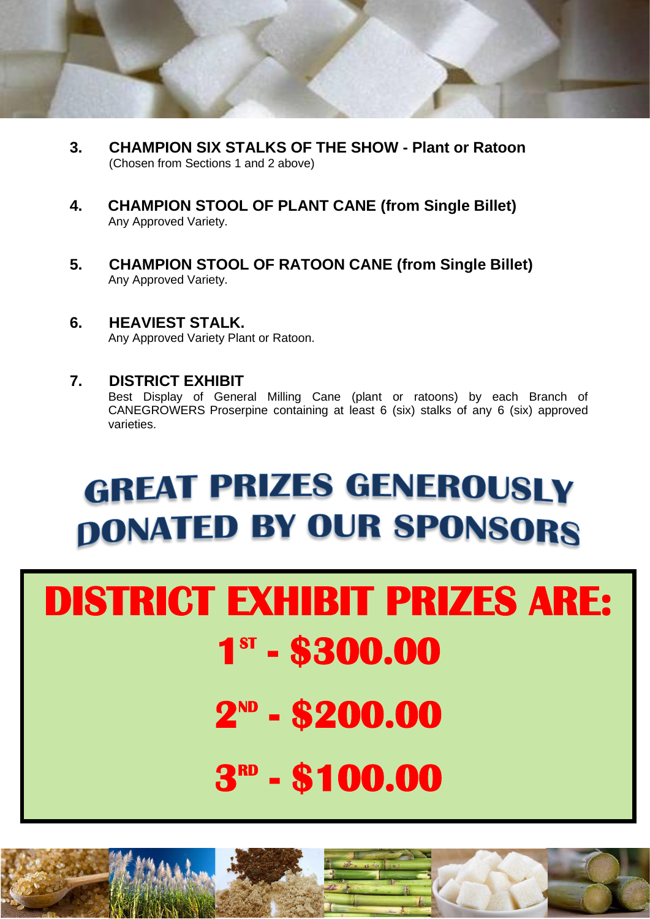3. **CHAMPION SIX STALKS OF THE SHOW - Plant or Ratoon**
   (Chosen from Sections 1 and 2 above)

4. **CHAMPION STOOL OF PLANT CANE (from Single Billet)**
   Any Approved Variety.

5. **CHAMPION STOOL OF RATOON CANE (from Single Billet)**
   Any Approved Variety.

6. **HEAVIEST STALK.**
   Any Approved Variety Plant or Ratoon.

7. **DISTRICT EXHIBIT**
   Best Display of General Milling Cane (plant or ratoons) by each Branch of CANEGROWERS Proserpine containing at least 6 (six) stalks of any 6 (six) approved varieties.

## GREAT PRIZES GENEROUSLY DONATED BY OUR SPONSORS

## DISTRICT EXHIBIT PRIZES ARE:

**1ST - $300.00**

**2ND - $200.00**

**3RD - $100.00**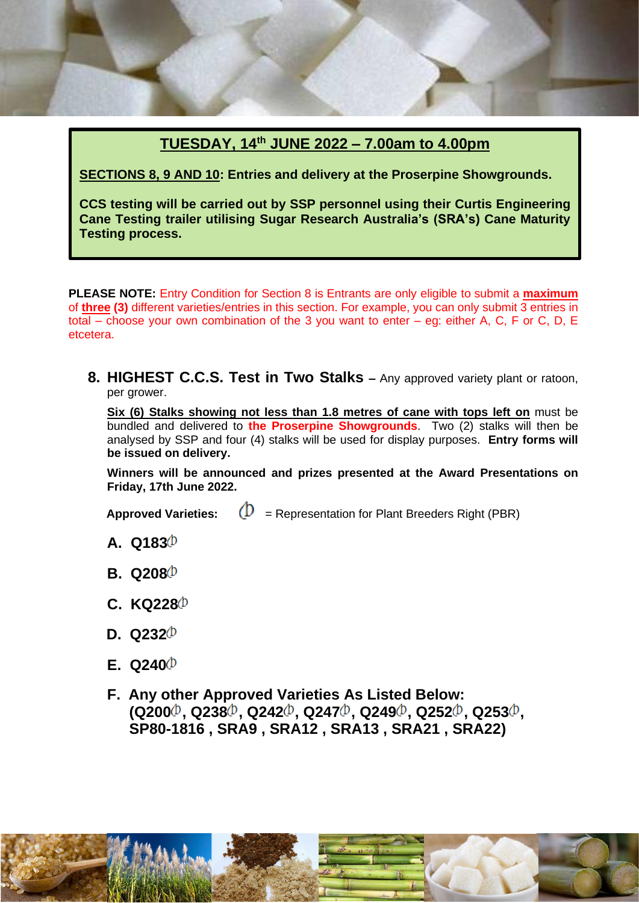**TUESDAY, 14th JUNE 2022 – 7.00am to 4.00pm**

**SECTIONS 8, 9 AND 10: Entries and delivery at the Proserpine Showgrounds.**

**CCS testing will be carried out by SSP personnel using their Curtis Engineering Cane Testing trailer utilising Sugar Research Australia's (SRA's) Cane Maturity Testing process.**

**PLEASE NOTE:** Entry Condition for Section 8 is Entrants are only eligible to submit a **maximum** of **three (3)** different varieties/entries in this section. For example, you can only submit 3 entries in total – choose your own combination of the 3 you want to enter – eg: either A, C, F or C, D, E etcetera.

## 8. HIGHEST C.C.S. Test in Two Stalks – Any approved variety plant or ratoon, per grower.

**Six (6) Stalks showing not less than 1.8 metres of cane with tops left on** must be bundled and delivered to **the Proserpine Showgrounds**. Two (2) stalks will then be analysed by SSP and four (4) stalks will be used for display purposes. **Entry forms will be issued on delivery.**

**Winners will be announced and prizes presented at the Award Presentations on Friday, 17th June 2022.**

**Approved Varieties:** ⅆ = Representation for Plant Breeders Right (PBR)

**A. Q183ⅆ**

**B. Q208ⅆ**

**C. KQ228ⅆ**

**D. Q232ⅆ**

**E. Q240ⅆ**

**F. Any other Approved Varieties As Listed Below: (Q200ⅆ, Q238ⅆ, Q242ⅆ, Q247ⅆ, Q249ⅆ, Q252ⅆ, Q253ⅆ, SP80-1816 , SRA9 , SRA12 , SRA13 , SRA21 , SRA22)**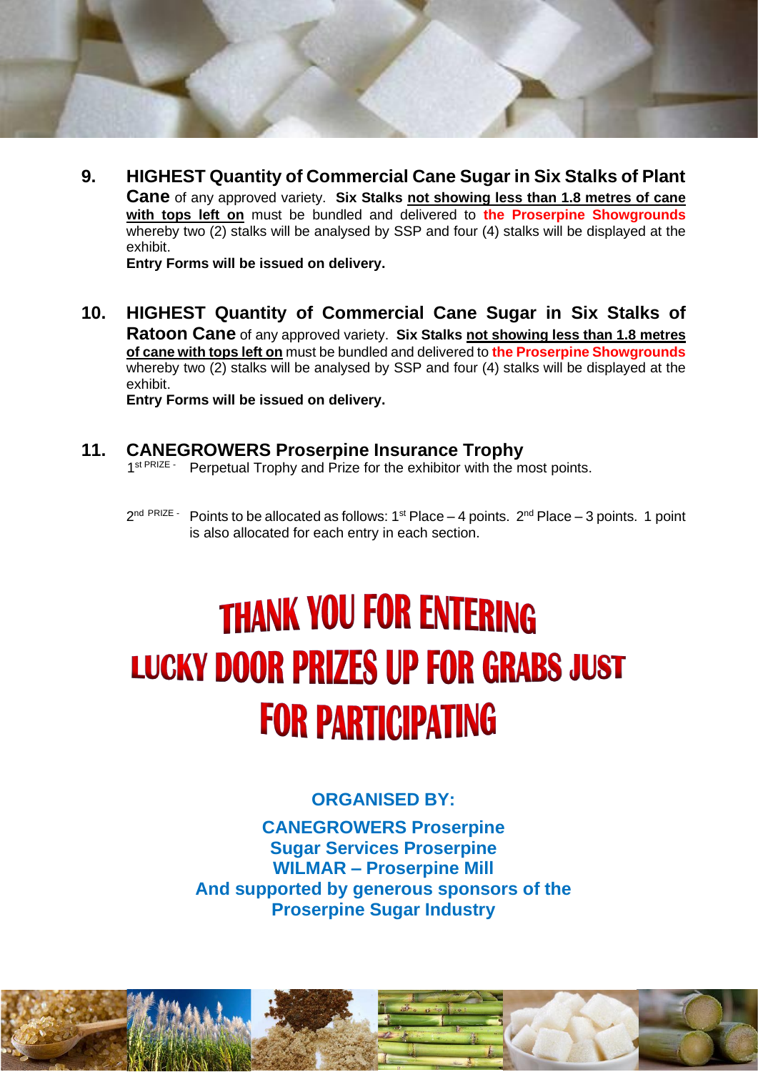**9. HIGHEST Quantity of Commercial Cane Sugar in Six Stalks of Plant Cane** of any approved variety. **Six Stalks <u>not showing less than 1.8 metres of cane with tops left on</u>** must be bundled and delivered to **the Proserpine Showgrounds** whereby two (2) stalks will be analysed by SSP and four (4) stalks will be displayed at the exhibit.
**Entry Forms will be issued on delivery.**

**10. HIGHEST Quantity of Commercial Cane Sugar in Six Stalks of Ratoon Cane** of any approved variety. **Six Stalks <u>not showing less than 1.8 metres of cane with tops left on</u>** must be bundled and delivered to **the Proserpine Showgrounds** whereby two (2) stalks will be analysed by SSP and four (4) stalks will be displayed at the exhibit.
**Entry Forms will be issued on delivery.**

**11. CANEGROWERS Proserpine Insurance Trophy**

1st PRIZE - Perpetual Trophy and Prize for the exhibitor with the most points.

2nd PRIZE - Points to be allocated as follows: 1st Place – 4 points. 2nd Place – 3 points. 1 point is also allocated for each entry in each section.

# THANK YOU FOR ENTERING
# LUCKY DOOR PRIZES UP FOR GRABS JUST FOR PARTICIPATING

**ORGANISED BY:**

**CANEGROWERS Proserpine**
**Sugar Services Proserpine**
**WILMAR – Proserpine Mill**
**And supported by generous sponsors of the Proserpine Sugar Industry**